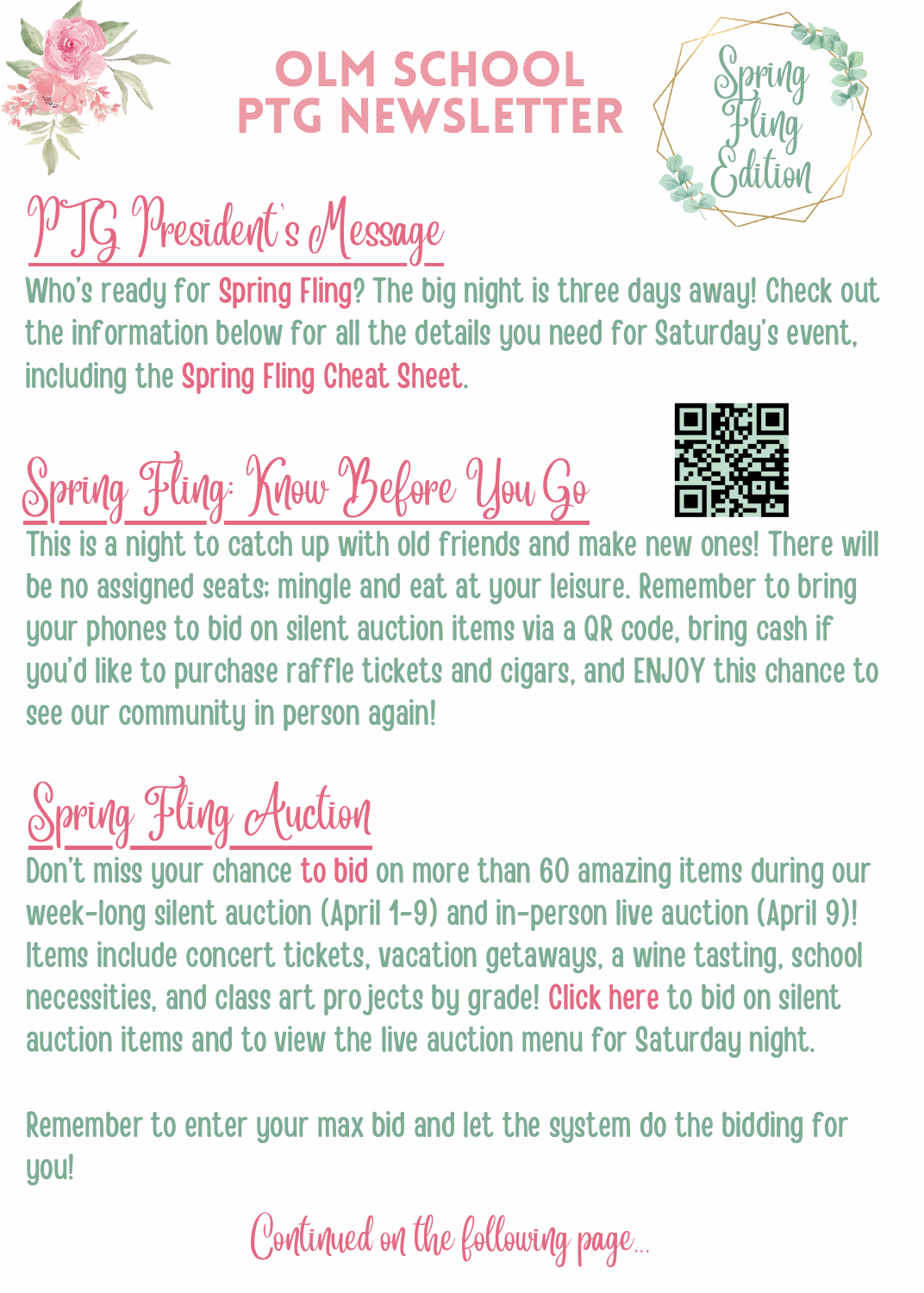# OLM SCHOOL PTG NEWSLETTER

Spring Fling Edition

## PTG President's Message

Who's ready for Spring Fling? The big night is three days away! Check out the information below for all the details you need for Saturday's event, including the Spring Fling Cheat Sheet.

## Spring Fling: Know Before You Go

This is a night to catch up with old friends and make new ones! There will be no assigned seats; mingle and eat at your leisure. Remember to bring your phones to bid on silent auction items via a QR code, bring cash if you'd like to purchase raffle tickets and cigars, and ENJOY this chance to see our community in person again!

## Spring Fling Auction

Don't miss your chance to bid on more than 60 amazing items during our week-long silent auction (April 1-9) and in-person live auction (April 9)! Items include concert tickets, vacation getaways, a wine tasting, school necessities, and class art projects by grade! Click here to bid on silent auction items and to view the live auction menu for Saturday night.

Remember to enter your max bid and let the system do the bidding for you!

*Continued on the following page...*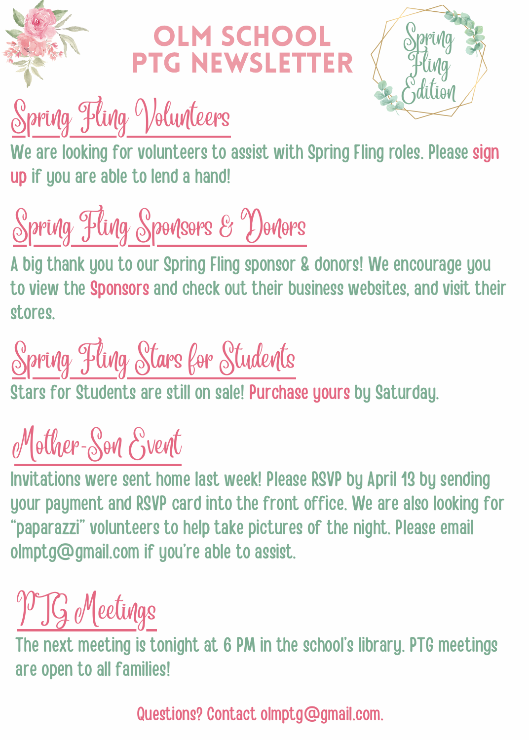# OLM SCHOOL PTG NEWSLETTER

Spring Fling Edition

## Spring Fling Volunteers

We are looking for volunteers to assist with Spring Fling roles. Please sign up if you are able to lend a hand!

## Spring Fling Sponsors & Donors

A big thank you to our Spring Fling sponsor & donors! We encourage you to view the Sponsors and check out their business websites, and visit their stores.

## Spring Fling Stars for Students

Stars for Students are still on sale! Purchase yours by Saturday.

## Mother-Son Event

Invitations were sent home last week! Please RSVP by April 13 by sending your payment and RSVP card into the front office. We are also looking for "paparazzi" volunteers to help take pictures of the night. Please email olmptg@gmail.com if you're able to assist.

## PTG Meetings

The next meeting is tonight at 6 PM in the school's library. PTG meetings are open to all families!

Questions? Contact olmptg@gmail.com.